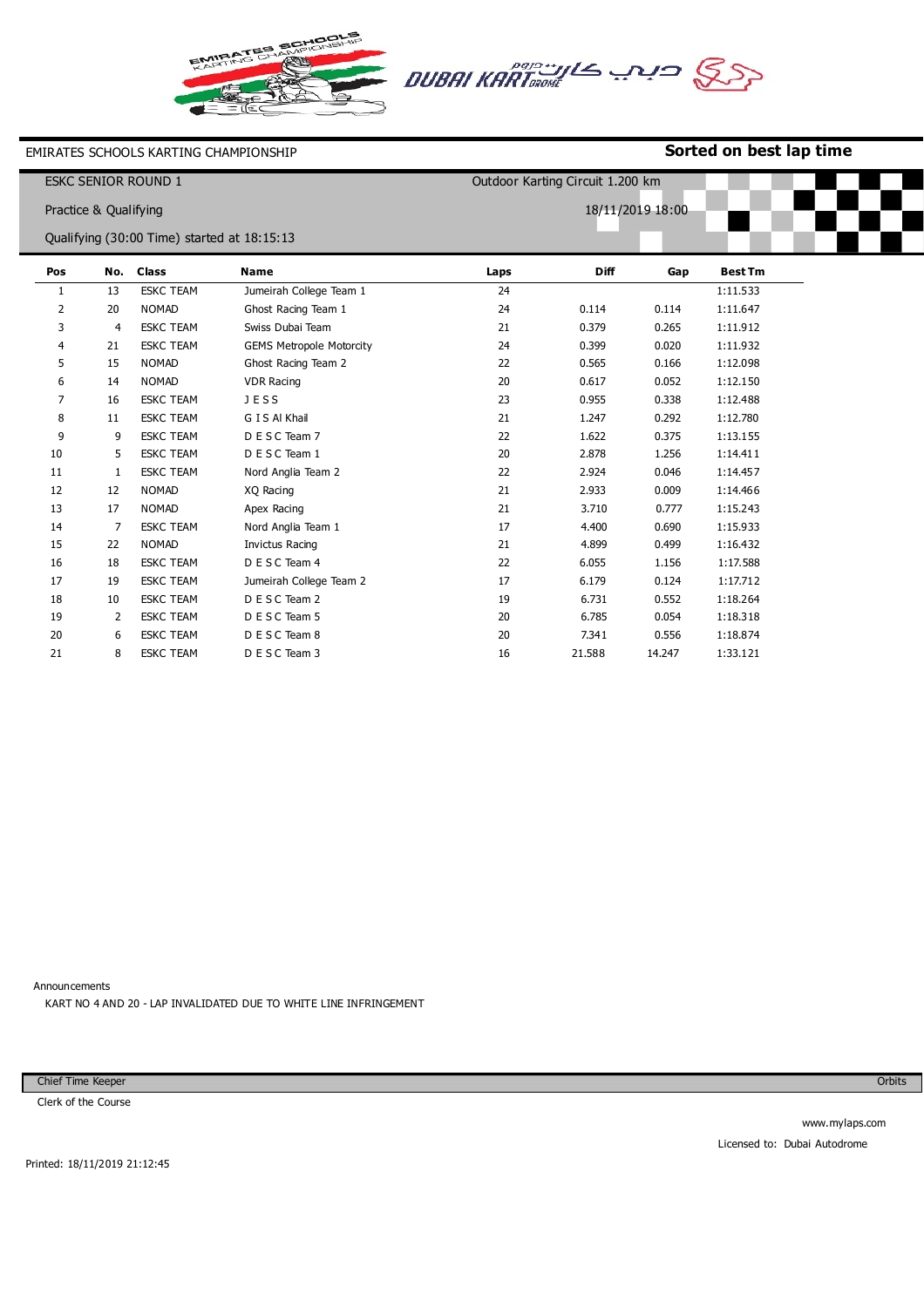EMIRATES SCHOOLS KARTING CHAMPIONSHIP

**Sorted on best lap time**

ESKC SENIOR ROUND 1

Outdoor Karting Circuit 1.200 km

Practice & Qualifying

18/11/2019 18:00

Qualifying (30:00 Time) started at 18:15:13

| Pos | No. | Class | Name | Laps | Diff | Gap | Best Tm |
|---|---|---|---|---|---|---|---|
| 1 | 13 | ESKC TEAM | Jumeirah College Team 1 | 24 | | | 1:11.533 |
| 2 | 20 | NOMAD | Ghost Racing Team 1 | 24 | 0.114 | 0.114 | 1:11.647 |
| 3 | 4 | ESKC TEAM | Swiss Dubai Team | 21 | 0.379 | 0.265 | 1:11.912 |
| 4 | 21 | ESKC TEAM | GEMS Metropole Motorcity | 24 | 0.399 | 0.020 | 1:11.932 |
| 5 | 15 | NOMAD | Ghost Racing Team 2 | 22 | 0.565 | 0.166 | 1:12.098 |
| 6 | 14 | NOMAD | VDR Racing | 20 | 0.617 | 0.052 | 1:12.150 |
| 7 | 16 | ESKC TEAM | J E S S | 23 | 0.955 | 0.338 | 1:12.488 |
| 8 | 11 | ESKC TEAM | G I S Al Khail | 21 | 1.247 | 0.292 | 1:12.780 |
| 9 | 9 | ESKC TEAM | D E S C Team 7 | 22 | 1.622 | 0.375 | 1:13.155 |
| 10 | 5 | ESKC TEAM | D E S C Team 1 | 20 | 2.878 | 1.256 | 1:14.411 |
| 11 | 1 | ESKC TEAM | Nord Anglia Team 2 | 22 | 2.924 | 0.046 | 1:14.457 |
| 12 | 12 | NOMAD | XQ Racing | 21 | 2.933 | 0.009 | 1:14.466 |
| 13 | 17 | NOMAD | Apex Racing | 21 | 3.710 | 0.777 | 1:15.243 |
| 14 | 7 | ESKC TEAM | Nord Anglia Team 1 | 17 | 4.400 | 0.690 | 1:15.933 |
| 15 | 22 | NOMAD | Invictus Racing | 21 | 4.899 | 0.499 | 1:16.432 |
| 16 | 18 | ESKC TEAM | D E S C Team 4 | 22 | 6.055 | 1.156 | 1:17.588 |
| 17 | 19 | ESKC TEAM | Jumeirah College Team 2 | 17 | 6.179 | 0.124 | 1:17.712 |
| 18 | 10 | ESKC TEAM | D E S C Team 2 | 19 | 6.731 | 0.552 | 1:18.264 |
| 19 | 2 | ESKC TEAM | D E S C Team 5 | 20 | 6.785 | 0.054 | 1:18.318 |
| 20 | 6 | ESKC TEAM | D E S C Team 8 | 20 | 7.341 | 0.556 | 1:18.874 |
| 21 | 8 | ESKC TEAM | D E S C Team 3 | 16 | 21.588 | 14.247 | 1:33.121 |

Announcements

KART NO 4 AND 20 - LAP INVALIDATED DUE TO WHITE LINE INFRINGEMENT

Chief Time Keeper

Clerk of the Course

Orbits

www.mylaps.com

Licensed to: Dubai Autodrome

Printed: 18/11/2019 21:12:45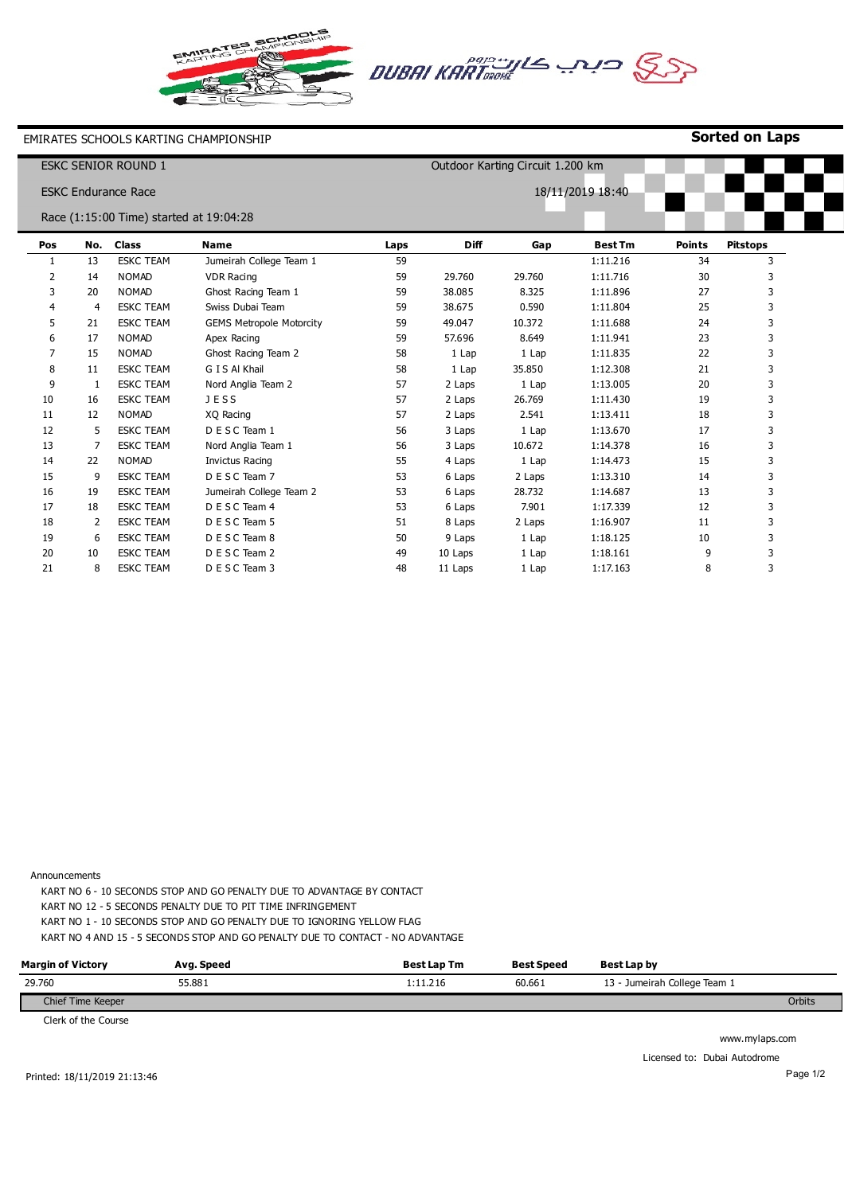EMIRATES SCHOOLS KARTING CHAMPIONSHIP

**Sorted on Laps**

ESKC SENIOR ROUND 1

Outdoor Karting Circuit 1.200 km

ESKC Endurance Race

18/11/2019 18:40

Race (1:15:00 Time) started at 19:04:28

| Pos | No. | Class | Name | Laps | Diff | Gap | Best Tm | Points | Pitstops |
|---|---|---|---|---|---|---|---|---|---|
| 1 | 13 | ESKC TEAM | Jumeirah College Team 1 | 59 | | | 1:11.216 | 34 | 3 |
| 2 | 14 | NOMAD | VDR Racing | 59 | 29.760 | 29.760 | 1:11.716 | 30 | 3 |
| 3 | 20 | NOMAD | Ghost Racing Team 1 | 59 | 38.085 | 8.325 | 1:11.896 | 27 | 3 |
| 4 | 4 | ESKC TEAM | Swiss Dubai Team | 59 | 38.675 | 0.590 | 1:11.804 | 25 | 3 |
| 5 | 21 | ESKC TEAM | GEMS Metropole Motorcity | 59 | 49.047 | 10.372 | 1:11.688 | 24 | 3 |
| 6 | 17 | NOMAD | Apex Racing | 59 | 57.696 | 8.649 | 1:11.941 | 23 | 3 |
| 7 | 15 | NOMAD | Ghost Racing Team 2 | 58 | 1 Lap | 1 Lap | 1:11.835 | 22 | 3 |
| 8 | 11 | ESKC TEAM | G I S Al Khail | 58 | 1 Lap | 35.850 | 1:12.308 | 21 | 3 |
| 9 | 1 | ESKC TEAM | Nord Anglia Team 2 | 57 | 2 Laps | 1 Lap | 1:13.005 | 20 | 3 |
| 10 | 16 | ESKC TEAM | J E S S | 57 | 2 Laps | 26.769 | 1:11.430 | 19 | 3 |
| 11 | 12 | NOMAD | XQ Racing | 57 | 2 Laps | 2.541 | 1:13.411 | 18 | 3 |
| 12 | 5 | ESKC TEAM | D E S C Team 1 | 56 | 3 Laps | 1 Lap | 1:13.670 | 17 | 3 |
| 13 | 7 | ESKC TEAM | Nord Anglia Team 1 | 56 | 3 Laps | 10.672 | 1:14.378 | 16 | 3 |
| 14 | 22 | NOMAD | Invictus Racing | 55 | 4 Laps | 1 Lap | 1:14.473 | 15 | 3 |
| 15 | 9 | ESKC TEAM | D E S C Team 7 | 53 | 6 Laps | 2 Laps | 1:13.310 | 14 | 3 |
| 16 | 19 | ESKC TEAM | Jumeirah College Team 2 | 53 | 6 Laps | 28.732 | 1:14.687 | 13 | 3 |
| 17 | 18 | ESKC TEAM | D E S C Team 4 | 53 | 6 Laps | 7.901 | 1:17.339 | 12 | 3 |
| 18 | 2 | ESKC TEAM | D E S C Team 5 | 51 | 8 Laps | 2 Laps | 1:16.907 | 11 | 3 |
| 19 | 6 | ESKC TEAM | D E S C Team 8 | 50 | 9 Laps | 1 Lap | 1:18.125 | 10 | 3 |
| 20 | 10 | ESKC TEAM | D E S C Team 2 | 49 | 10 Laps | 1 Lap | 1:18.161 | 9 | 3 |
| 21 | 8 | ESKC TEAM | D E S C Team 3 | 48 | 11 Laps | 1 Lap | 1:17.163 | 8 | 3 |

Announcements

KART NO 6 - 10 SECONDS STOP AND GO PENALTY DUE TO ADVANTAGE BY CONTACT
KART NO 12 - 5 SECONDS PENALTY DUE TO PIT TIME INFRINGEMENT
KART NO 1 - 10 SECONDS STOP AND GO PENALTY DUE TO IGNORING YELLOW FLAG
KART NO 4 AND 15 - 5 SECONDS STOP AND GO PENALTY DUE TO CONTACT - NO ADVANTAGE

| Margin of Victory | Avg. Speed | Best Lap Tm | Best Speed | Best Lap by |
|---|---|---|---|---|
| 29.760 | 55.881 | 1:11.216 | 60.661 | 13 - Jumeirah College Team 1 |

Chief Time Keeper

Orbits

Clerk of the Course

www.mylaps.com

Licensed to: Dubai Autodrome

Printed: 18/11/2019 21:13:46